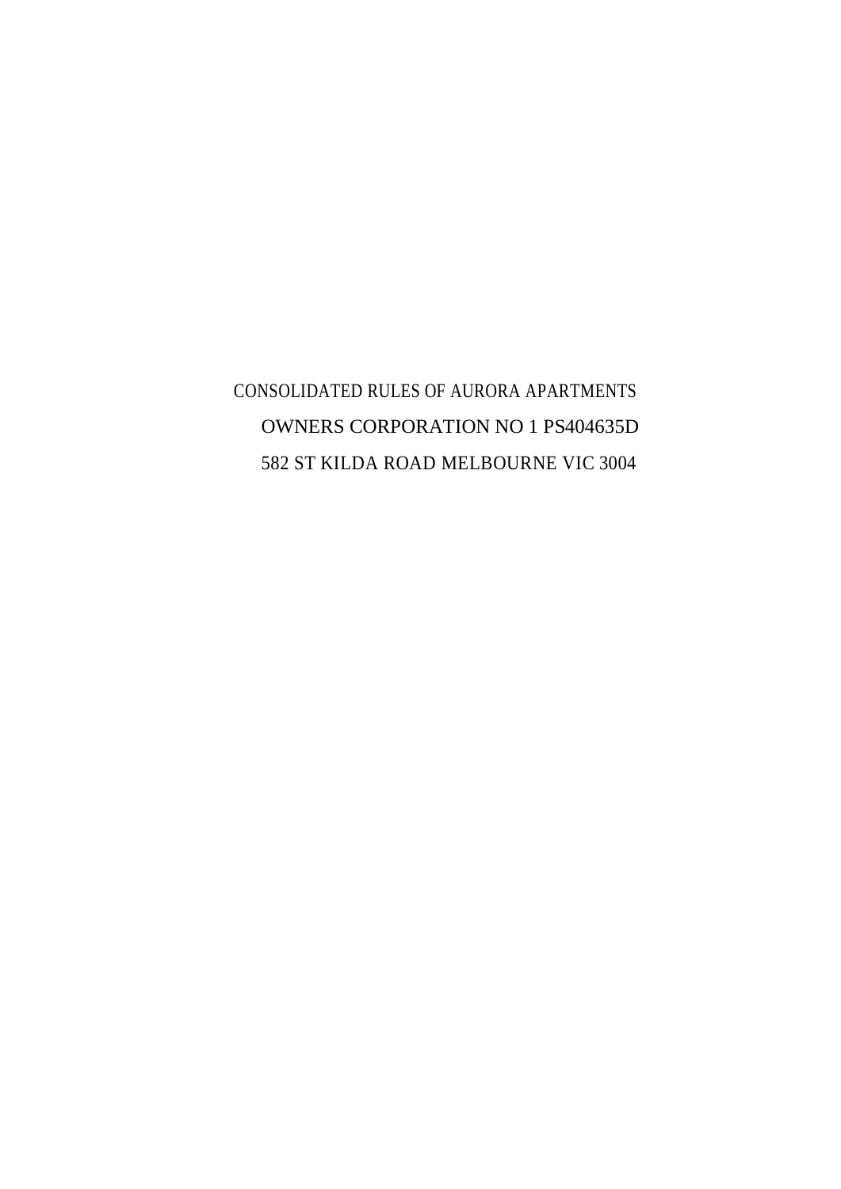# CONSOLIDATED RULES OF AURORA APARTMENTS

# OWNERS CORPORATION NO 1 PS404635D

# 582 ST KILDA ROAD MELBOURNE VIC 3004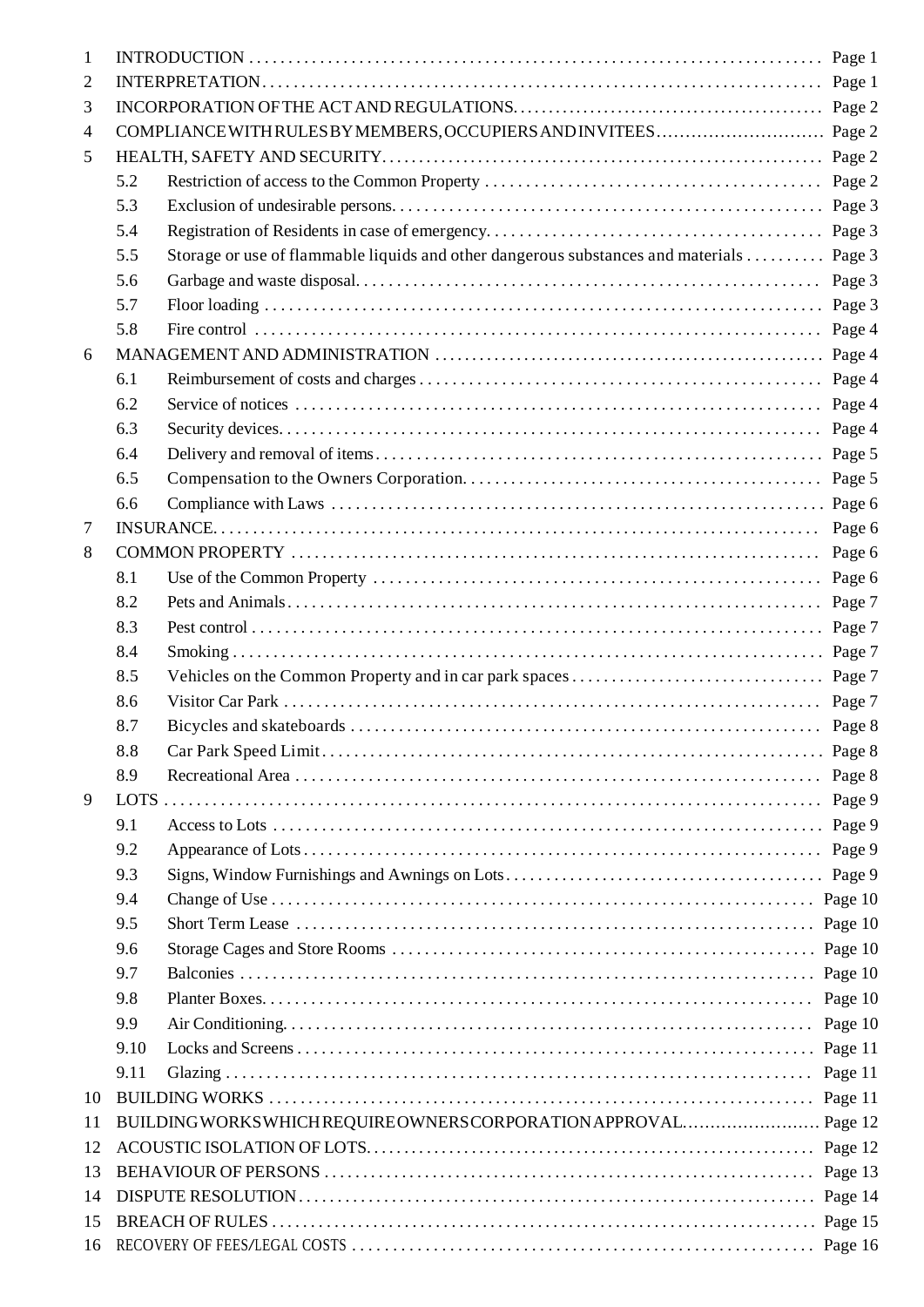| | | | |
|---|---|---|---|
| 1 | INTRODUCTION | | Page 1 |
| 2 | INTERPRETATION | | Page 1 |
| 3 | INCORPORATION OF THE ACT AND REGULATIONS | | Page 2 |
| 4 | COMPLIANCE WITH RULES BY MEMBERS, OCCUPIERS AND INVITEES | | Page 2 |
| 5 | HEALTH, SAFETY AND SECURITY | | Page 2 |
| | 5.2 | Restriction of access to the Common Property | Page 2 |
| | 5.3 | Exclusion of undesirable persons | Page 3 |
| | 5.4 | Registration of Residents in case of emergency | Page 3 |
| | 5.5 | Storage or use of flammable liquids and other dangerous substances and materials | Page 3 |
| | 5.6 | Garbage and waste disposal | Page 3 |
| | 5.7 | Floor loading | Page 3 |
| | 5.8 | Fire control | Page 4 |
| 6 | MANAGEMENT AND ADMINISTRATION | | Page 4 |
| | 6.1 | Reimbursement of costs and charges | Page 4 |
| | 6.2 | Service of notices | Page 4 |
| | 6.3 | Security devices | Page 4 |
| | 6.4 | Delivery and removal of items | Page 5 |
| | 6.5 | Compensation to the Owners Corporation | Page 5 |
| | 6.6 | Compliance with Laws | Page 6 |
| 7 | INSURANCE | | Page 6 |
| 8 | COMMON PROPERTY | | Page 6 |
| | 8.1 | Use of the Common Property | Page 6 |
| | 8.2 | Pets and Animals | Page 7 |
| | 8.3 | Pest control | Page 7 |
| | 8.4 | Smoking | Page 7 |
| | 8.5 | Vehicles on the Common Property and in car park spaces | Page 7 |
| | 8.6 | Visitor Car Park | Page 7 |
| | 8.7 | Bicycles and skateboards | Page 8 |
| | 8.8 | Car Park Speed Limit | Page 8 |
| | 8.9 | Recreational Area | Page 8 |
| 9 | LOTS | | Page 9 |
| | 9.1 | Access to Lots | Page 9 |
| | 9.2 | Appearance of Lots | Page 9 |
| | 9.3 | Signs, Window Furnishings and Awnings on Lots | Page 9 |
| | 9.4 | Change of Use | Page 10 |
| | 9.5 | Short Term Lease | Page 10 |
| | 9.6 | Storage Cages and Store Rooms | Page 10 |
| | 9.7 | Balconies | Page 10 |
| | 9.8 | Planter Boxes | Page 10 |
| | 9.9 | Air Conditioning | Page 10 |
| | 9.10 | Locks and Screens | Page 11 |
| | 9.11 | Glazing | Page 11 |
| 10 | BUILDING WORKS | | Page 11 |
| 11 | BUILDING WORKS WHICH REQUIRE OWNERS CORPORATION APPROVAL | | Page 12 |
| 12 | ACOUSTIC ISOLATION OF LOTS | | Page 12 |
| 13 | BEHAVIOUR OF PERSONS | | Page 13 |
| 14 | DISPUTE RESOLUTION | | Page 14 |
| 15 | BREACH OF RULES | | Page 15 |
| 16 | RECOVERY OF FEES/LEGAL COSTS | | Page 16 |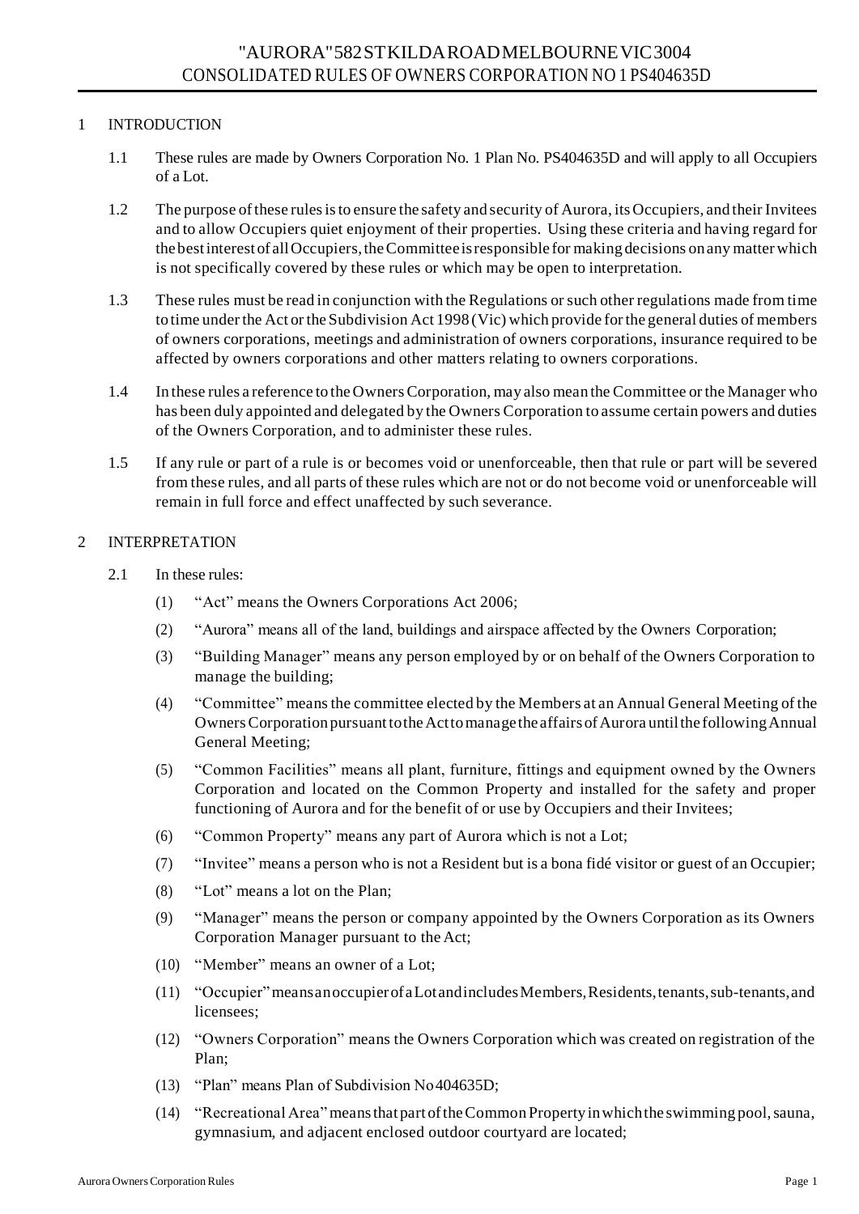# "AURORA" 582 ST KILDA ROAD MELBOURNE VIC 3004
# CONSOLIDATED RULES OF OWNERS CORPORATION NO 1 PS404635D

## 1 INTRODUCTION

1.1 These rules are made by Owners Corporation No. 1 Plan No. PS404635D and will apply to all Occupiers of a Lot.

1.2 The purpose of these rules is to ensure the safety and security of Aurora, its Occupiers, and their Invitees and to allow Occupiers quiet enjoyment of their properties. Using these criteria and having regard for the best interest of all Occupiers, the Committee is responsible for making decisions on any matter which is not specifically covered by these rules or which may be open to interpretation.

1.3 These rules must be read in conjunction with the Regulations or such other regulations made from time to time under the Act or the Subdivision Act 1998 (Vic) which provide for the general duties of members of owners corporations, meetings and administration of owners corporations, insurance required to be affected by owners corporations and other matters relating to owners corporations.

1.4 In these rules a reference to the Owners Corporation, may also mean the Committee or the Manager who has been duly appointed and delegated by the Owners Corporation to assume certain powers and duties of the Owners Corporation, and to administer these rules.

1.5 If any rule or part of a rule is or becomes void or unenforceable, then that rule or part will be severed from these rules, and all parts of these rules which are not or do not become void or unenforceable will remain in full force and effect unaffected by such severance.

## 2 INTERPRETATION

2.1 In these rules:

(1) "Act" means the Owners Corporations Act 2006;

(2) "Aurora" means all of the land, buildings and airspace affected by the Owners Corporation;

(3) "Building Manager" means any person employed by or on behalf of the Owners Corporation to manage the building;

(4) "Committee" means the committee elected by the Members at an Annual General Meeting of the Owners Corporation pursuant to the Act to manage the affairs of Aurora until the following Annual General Meeting;

(5) "Common Facilities" means all plant, furniture, fittings and equipment owned by the Owners Corporation and located on the Common Property and installed for the safety and proper functioning of Aurora and for the benefit of or use by Occupiers and their Invitees;

(6) "Common Property" means any part of Aurora which is not a Lot;

(7) "Invitee" means a person who is not a Resident but is a bona fidé visitor or guest of an Occupier;

(8) "Lot" means a lot on the Plan;

(9) "Manager" means the person or company appointed by the Owners Corporation as its Owners Corporation Manager pursuant to the Act;

(10) "Member" means an owner of a Lot;

(11) "Occupier" means an occupier of a Lot and includes Members, Residents, tenants, sub-tenants, and licensees;

(12) "Owners Corporation" means the Owners Corporation which was created on registration of the Plan;

(13) "Plan" means Plan of Subdivision No 404635D;

(14) "Recreational Area" means that part of the Common Property in which the swimming pool, sauna, gymnasium, and adjacent enclosed outdoor courtyard are located;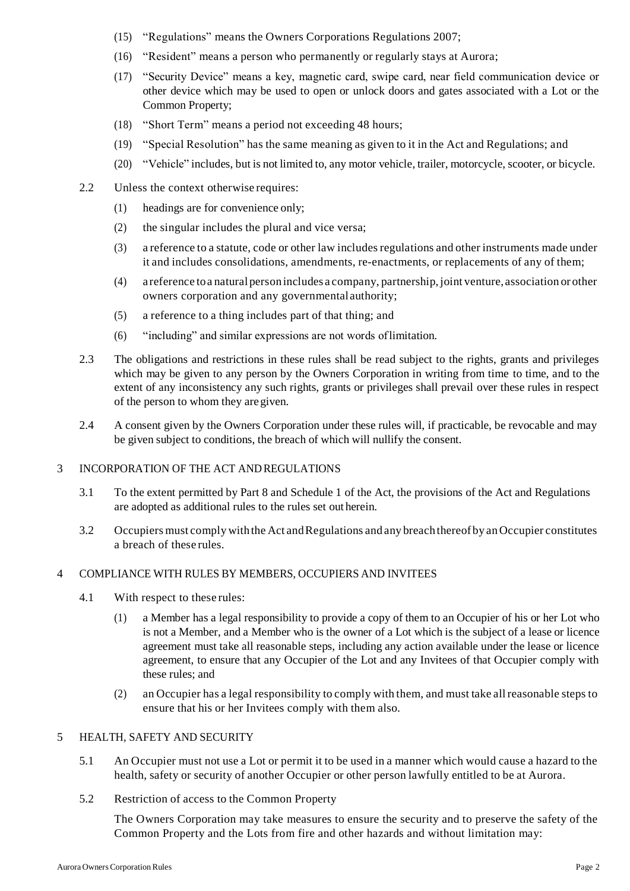(15) "Regulations" means the Owners Corporations Regulations 2007;

(16) "Resident" means a person who permanently or regularly stays at Aurora;

(17) "Security Device" means a key, magnetic card, swipe card, near field communication device or other device which may be used to open or unlock doors and gates associated with a Lot or the Common Property;

(18) "Short Term" means a period not exceeding 48 hours;

(19) "Special Resolution" has the same meaning as given to it in the Act and Regulations; and

(20) "Vehicle" includes, but is not limited to, any motor vehicle, trailer, motorcycle, scooter, or bicycle.

2.2 Unless the context otherwise requires:

(1) headings are for convenience only;

(2) the singular includes the plural and vice versa;

(3) a reference to a statute, code or other law includes regulations and other instruments made under it and includes consolidations, amendments, re-enactments, or replacements of any of them;

(4) a reference to a natural person includes a company, partnership, joint venture, association or other owners corporation and any governmental authority;

(5) a reference to a thing includes part of that thing; and

(6) "including" and similar expressions are not words of limitation.

2.3 The obligations and restrictions in these rules shall be read subject to the rights, grants and privileges which may be given to any person by the Owners Corporation in writing from time to time, and to the extent of any inconsistency any such rights, grants or privileges shall prevail over these rules in respect of the person to whom they are given.

2.4 A consent given by the Owners Corporation under these rules will, if practicable, be revocable and may be given subject to conditions, the breach of which will nullify the consent.

## 3 INCORPORATION OF THE ACT AND REGULATIONS

3.1 To the extent permitted by Part 8 and Schedule 1 of the Act, the provisions of the Act and Regulations are adopted as additional rules to the rules set out herein.

3.2 Occupiers must comply with the Act and Regulations and any breach thereof by an Occupier constitutes a breach of these rules.

## 4 COMPLIANCE WITH RULES BY MEMBERS, OCCUPIERS AND INVITEES

4.1 With respect to these rules:

(1) a Member has a legal responsibility to provide a copy of them to an Occupier of his or her Lot who is not a Member, and a Member who is the owner of a Lot which is the subject of a lease or licence agreement must take all reasonable steps, including any action available under the lease or licence agreement, to ensure that any Occupier of the Lot and any Invitees of that Occupier comply with these rules; and

(2) an Occupier has a legal responsibility to comply with them, and must take all reasonable steps to ensure that his or her Invitees comply with them also.

## 5 HEALTH, SAFETY AND SECURITY

5.1 An Occupier must not use a Lot or permit it to be used in a manner which would cause a hazard to the health, safety or security of another Occupier or other person lawfully entitled to be at Aurora.

5.2 Restriction of access to the Common Property

The Owners Corporation may take measures to ensure the security and to preserve the safety of the Common Property and the Lots from fire and other hazards and without limitation may: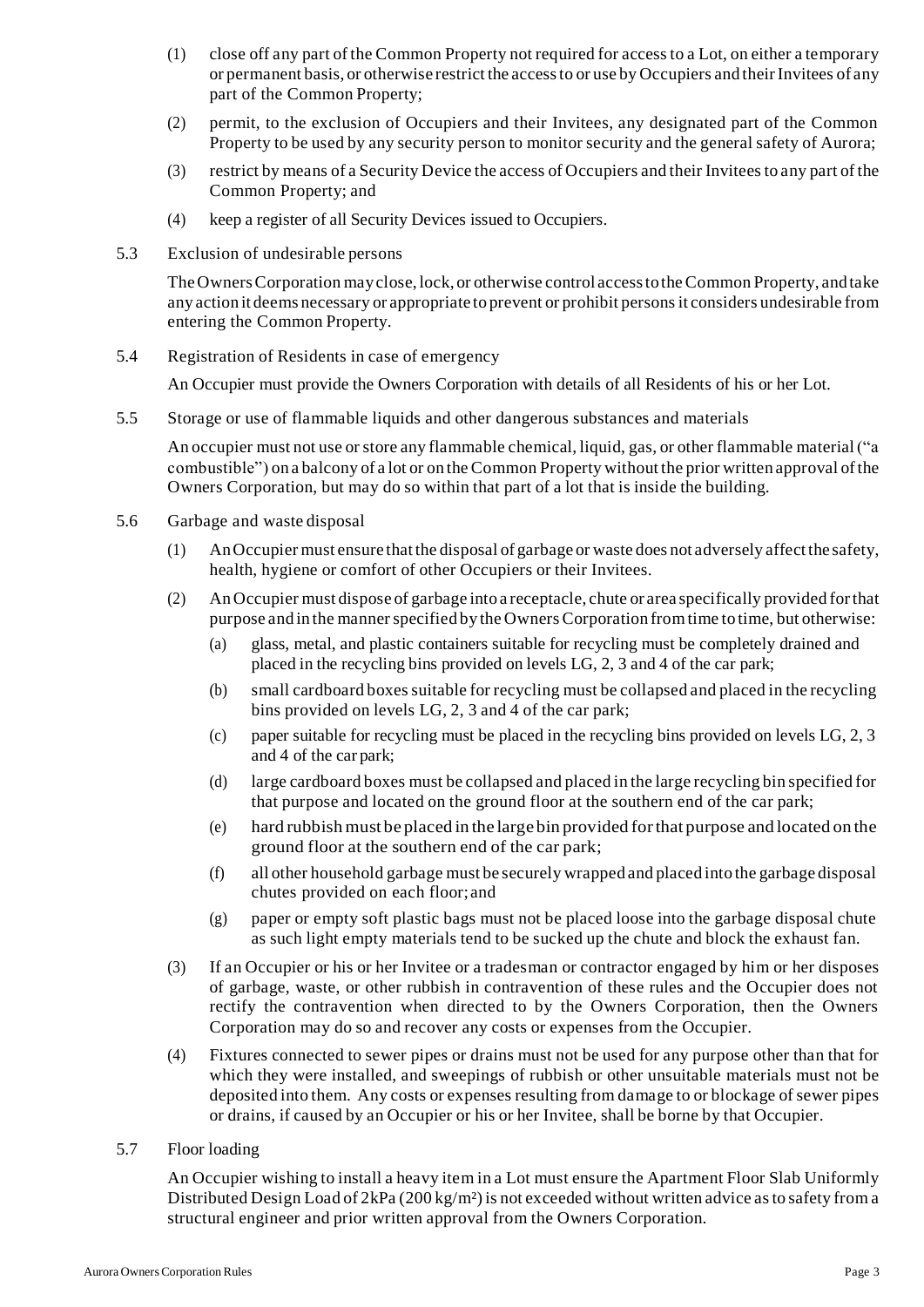(1) close off any part of the Common Property not required for access to a Lot, on either a temporary or permanent basis, or otherwise restrict the access to or use by Occupiers and their Invitees of any part of the Common Property;

(2) permit, to the exclusion of Occupiers and their Invitees, any designated part of the Common Property to be used by any security person to monitor security and the general safety of Aurora;

(3) restrict by means of a Security Device the access of Occupiers and their Invitees to any part of the Common Property; and

(4) keep a register of all Security Devices issued to Occupiers.

5.3 Exclusion of undesirable persons

The Owners Corporation may close, lock, or otherwise control access to the Common Property, and take any action it deems necessary or appropriate to prevent or prohibit persons it considers undesirable from entering the Common Property.

5.4 Registration of Residents in case of emergency

An Occupier must provide the Owners Corporation with details of all Residents of his or her Lot.

5.5 Storage or use of flammable liquids and other dangerous substances and materials

An occupier must not use or store any flammable chemical, liquid, gas, or other flammable material ("a combustible") on a balcony of a lot or on the Common Property without the prior written approval of the Owners Corporation, but may do so within that part of a lot that is inside the building.

5.6 Garbage and waste disposal

(1) An Occupier must ensure that the disposal of garbage or waste does not adversely affect the safety, health, hygiene or comfort of other Occupiers or their Invitees.

(2) An Occupier must dispose of garbage into a receptacle, chute or area specifically provided for that purpose and in the manner specified by the Owners Corporation from time to time, but otherwise:

(a) glass, metal, and plastic containers suitable for recycling must be completely drained and placed in the recycling bins provided on levels LG, 2, 3 and 4 of the car park;

(b) small cardboard boxes suitable for recycling must be collapsed and placed in the recycling bins provided on levels LG, 2, 3 and 4 of the car park;

(c) paper suitable for recycling must be placed in the recycling bins provided on levels LG, 2, 3 and 4 of the car park;

(d) large cardboard boxes must be collapsed and placed in the large recycling bin specified for that purpose and located on the ground floor at the southern end of the car park;

(e) hard rubbish must be placed in the large bin provided for that purpose and located on the ground floor at the southern end of the car park;

(f) all other household garbage must be securely wrapped and placed into the garbage disposal chutes provided on each floor; and

(g) paper or empty soft plastic bags must not be placed loose into the garbage disposal chute as such light empty materials tend to be sucked up the chute and block the exhaust fan.

(3) If an Occupier or his or her Invitee or a tradesman or contractor engaged by him or her disposes of garbage, waste, or other rubbish in contravention of these rules and the Occupier does not rectify the contravention when directed to by the Owners Corporation, then the Owners Corporation may do so and recover any costs or expenses from the Occupier.

(4) Fixtures connected to sewer pipes or drains must not be used for any purpose other than that for which they were installed, and sweepings of rubbish or other unsuitable materials must not be deposited into them. Any costs or expenses resulting from damage to or blockage of sewer pipes or drains, if caused by an Occupier or his or her Invitee, shall be borne by that Occupier.

5.7 Floor loading

An Occupier wishing to install a heavy item in a Lot must ensure the Apartment Floor Slab Uniformly Distributed Design Load of 2kPa (200 kg/m²) is not exceeded without written advice as to safety from a structural engineer and prior written approval from the Owners Corporation.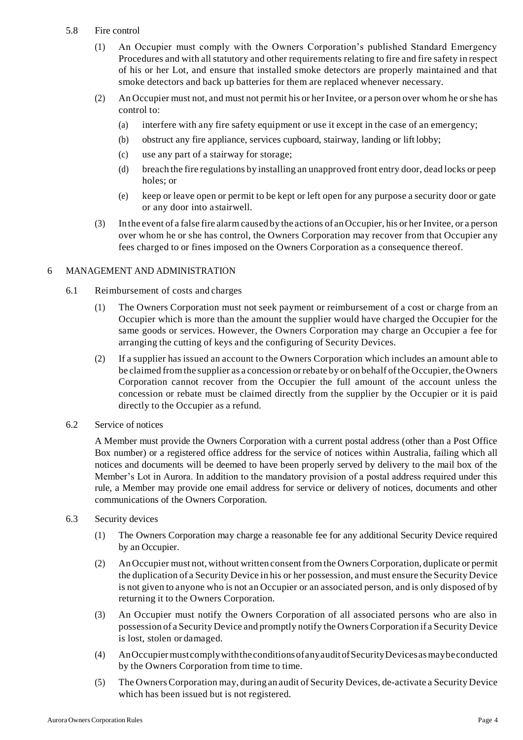### 5.8 Fire control

(1) An Occupier must comply with the Owners Corporation's published Standard Emergency Procedures and with all statutory and other requirements relating to fire and fire safety in respect of his or her Lot, and ensure that installed smoke detectors are properly maintained and that smoke detectors and back up batteries for them are replaced whenever necessary.

(2) An Occupier must not, and must not permit his or her Invitee, or a person over whom he or she has control to:

(a) interfere with any fire safety equipment or use it except in the case of an emergency;

(b) obstruct any fire appliance, services cupboard, stairway, landing or lift lobby;

(c) use any part of a stairway for storage;

(d) breach the fire regulations by installing an unapproved front entry door, dead locks or peep holes; or

(e) keep or leave open or permit to be kept or left open for any purpose a security door or gate or any door into a stairwell.

(3) In the event of a false fire alarm caused by the actions of an Occupier, his or her Invitee, or a person over whom he or she has control, the Owners Corporation may recover from that Occupier any fees charged to or fines imposed on the Owners Corporation as a consequence thereof.

## 6 MANAGEMENT AND ADMINISTRATION

### 6.1 Reimbursement of costs and charges

(1) The Owners Corporation must not seek payment or reimbursement of a cost or charge from an Occupier which is more than the amount the supplier would have charged the Occupier for the same goods or services. However, the Owners Corporation may charge an Occupier a fee for arranging the cutting of keys and the configuring of Security Devices.

(2) If a supplier has issued an account to the Owners Corporation which includes an amount able to be claimed from the supplier as a concession or rebate by or on behalf of the Occupier, the Owners Corporation cannot recover from the Occupier the full amount of the account unless the concession or rebate must be claimed directly from the supplier by the Occupier or it is paid directly to the Occupier as a refund.

### 6.2 Service of notices

A Member must provide the Owners Corporation with a current postal address (other than a Post Office Box number) or a registered office address for the service of notices within Australia, failing which all notices and documents will be deemed to have been properly served by delivery to the mail box of the Member's Lot in Aurora. In addition to the mandatory provision of a postal address required under this rule, a Member may provide one email address for service or delivery of notices, documents and other communications of the Owners Corporation.

### 6.3 Security devices

(1) The Owners Corporation may charge a reasonable fee for any additional Security Device required by an Occupier.

(2) An Occupier must not, without written consent from the Owners Corporation, duplicate or permit the duplication of a Security Device in his or her possession, and must ensure the Security Device is not given to anyone who is not an Occupier or an associated person, and is only disposed of by returning it to the Owners Corporation.

(3) An Occupier must notify the Owners Corporation of all associated persons who are also in possession of a Security Device and promptly notify the Owners Corporation if a Security Device is lost, stolen or damaged.

(4) An Occupier must comply with the conditions of any audit of Security Devices as may be conducted by the Owners Corporation from time to time.

(5) The Owners Corporation may, during an audit of Security Devices, de-activate a Security Device which has been issued but is not registered.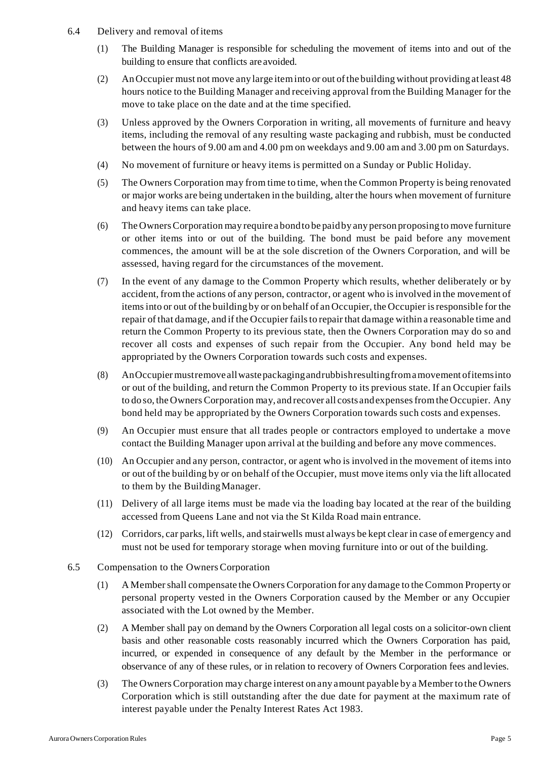### 6.4 Delivery and removal of items

(1) The Building Manager is responsible for scheduling the movement of items into and out of the building to ensure that conflicts are avoided.

(2) An Occupier must not move any large item into or out of the building without providing at least 48 hours notice to the Building Manager and receiving approval from the Building Manager for the move to take place on the date and at the time specified.

(3) Unless approved by the Owners Corporation in writing, all movements of furniture and heavy items, including the removal of any resulting waste packaging and rubbish, must be conducted between the hours of 9.00 am and 4.00 pm on weekdays and 9.00 am and 3.00 pm on Saturdays.

(4) No movement of furniture or heavy items is permitted on a Sunday or Public Holiday.

(5) The Owners Corporation may from time to time, when the Common Property is being renovated or major works are being undertaken in the building, alter the hours when movement of furniture and heavy items can take place.

(6) The Owners Corporation may require a bond to be paid by any person proposing to move furniture or other items into or out of the building. The bond must be paid before any movement commences, the amount will be at the sole discretion of the Owners Corporation, and will be assessed, having regard for the circumstances of the movement.

(7) In the event of any damage to the Common Property which results, whether deliberately or by accident, from the actions of any person, contractor, or agent who is involved in the movement of items into or out of the building by or on behalf of an Occupier, the Occupier is responsible for the repair of that damage, and if the Occupier fails to repair that damage within a reasonable time and return the Common Property to its previous state, then the Owners Corporation may do so and recover all costs and expenses of such repair from the Occupier. Any bond held may be appropriated by the Owners Corporation towards such costs and expenses.

(8) An Occupier must remove all waste packaging and rubbish resulting from a movement of items into or out of the building, and return the Common Property to its previous state. If an Occupier fails to do so, the Owners Corporation may, and recover all costs and expenses from the Occupier. Any bond held may be appropriated by the Owners Corporation towards such costs and expenses.

(9) An Occupier must ensure that all trades people or contractors employed to undertake a move contact the Building Manager upon arrival at the building and before any move commences.

(10) An Occupier and any person, contractor, or agent who is involved in the movement of items into or out of the building by or on behalf of the Occupier, must move items only via the lift allocated to them by the Building Manager.

(11) Delivery of all large items must be made via the loading bay located at the rear of the building accessed from Queens Lane and not via the St Kilda Road main entrance.

(12) Corridors, car parks, lift wells, and stairwells must always be kept clear in case of emergency and must not be used for temporary storage when moving furniture into or out of the building.

### 6.5 Compensation to the Owners Corporation

(1) A Member shall compensate the Owners Corporation for any damage to the Common Property or personal property vested in the Owners Corporation caused by the Member or any Occupier associated with the Lot owned by the Member.

(2) A Member shall pay on demand by the Owners Corporation all legal costs on a solicitor-own client basis and other reasonable costs reasonably incurred which the Owners Corporation has paid, incurred, or expended in consequence of any default by the Member in the performance or observance of any of these rules, or in relation to recovery of Owners Corporation fees and levies.

(3) The Owners Corporation may charge interest on any amount payable by a Member to the Owners Corporation which is still outstanding after the due date for payment at the maximum rate of interest payable under the Penalty Interest Rates Act 1983.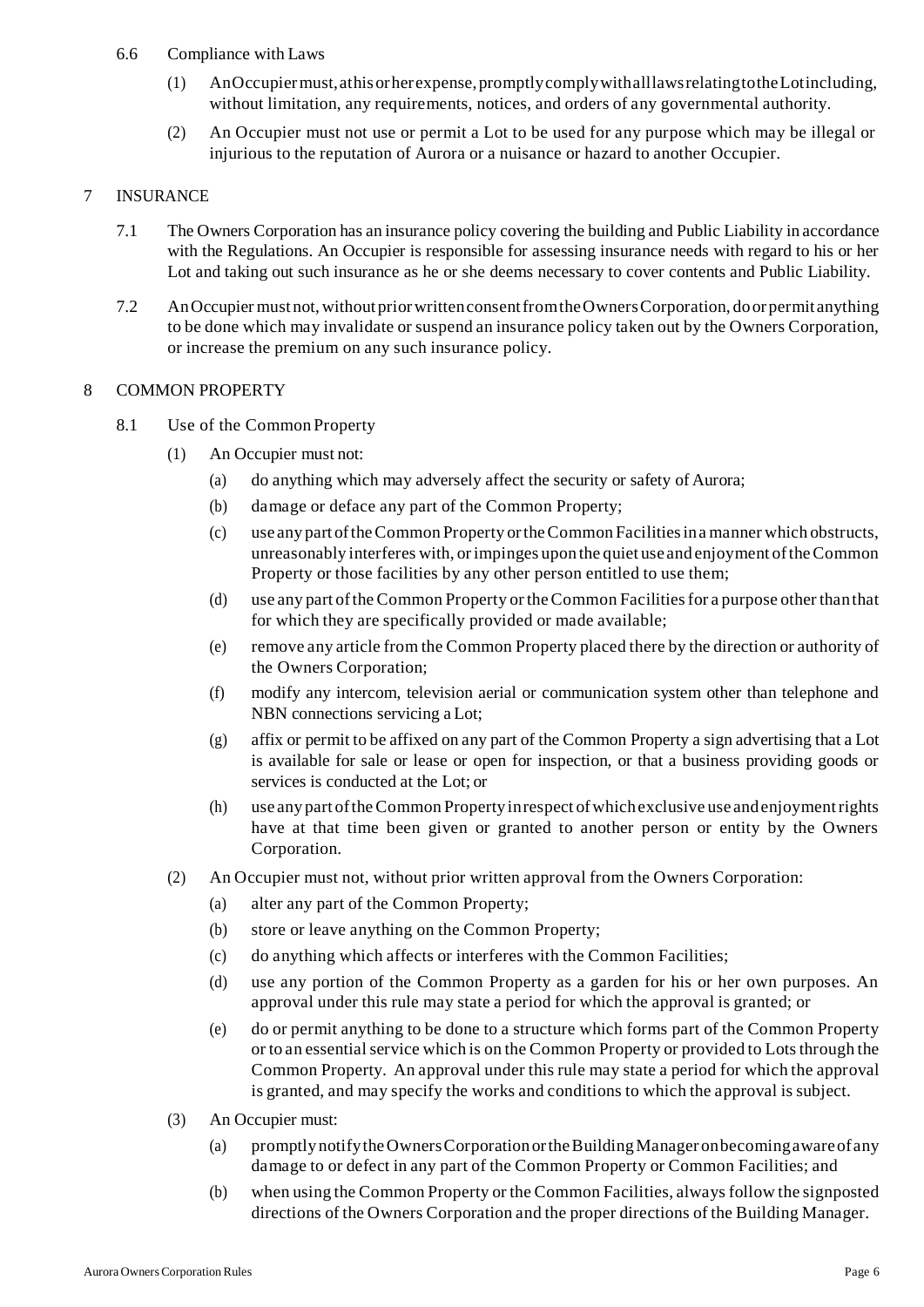### 6.6 Compliance with Laws

(1) An Occupier must, at his or her expense, promptly comply with all laws relating to the Lot including, without limitation, any requirements, notices, and orders of any governmental authority.

(2) An Occupier must not use or permit a Lot to be used for any purpose which may be illegal or injurious to the reputation of Aurora or a nuisance or hazard to another Occupier.

## 7 INSURANCE

7.1 The Owners Corporation has an insurance policy covering the building and Public Liability in accordance with the Regulations. An Occupier is responsible for assessing insurance needs with regard to his or her Lot and taking out such insurance as he or she deems necessary to cover contents and Public Liability.

7.2 An Occupier must not, without prior written consent from the Owners Corporation, do or permit anything to be done which may invalidate or suspend an insurance policy taken out by the Owners Corporation, or increase the premium on any such insurance policy.

## 8 COMMON PROPERTY

### 8.1 Use of the Common Property

(1) An Occupier must not:

- (a) do anything which may adversely affect the security or safety of Aurora;
- (b) damage or deface any part of the Common Property;
- (c) use any part of the Common Property or the Common Facilities in a manner which obstructs, unreasonably interferes with, or impinges upon the quiet use and enjoyment of the Common Property or those facilities by any other person entitled to use them;
- (d) use any part of the Common Property or the Common Facilities for a purpose other than that for which they are specifically provided or made available;
- (e) remove any article from the Common Property placed there by the direction or authority of the Owners Corporation;
- (f) modify any intercom, television aerial or communication system other than telephone and NBN connections servicing a Lot;
- (g) affix or permit to be affixed on any part of the Common Property a sign advertising that a Lot is available for sale or lease or open for inspection, or that a business providing goods or services is conducted at the Lot; or
- (h) use any part of the Common Property in respect of which exclusive use and enjoyment rights have at that time been given or granted to another person or entity by the Owners Corporation.

(2) An Occupier must not, without prior written approval from the Owners Corporation:

- (a) alter any part of the Common Property;
- (b) store or leave anything on the Common Property;
- (c) do anything which affects or interferes with the Common Facilities;
- (d) use any portion of the Common Property as a garden for his or her own purposes. An approval under this rule may state a period for which the approval is granted; or
- (e) do or permit anything to be done to a structure which forms part of the Common Property or to an essential service which is on the Common Property or provided to Lots through the Common Property. An approval under this rule may state a period for which the approval is granted, and may specify the works and conditions to which the approval is subject.

(3) An Occupier must:

- (a) promptly notify the Owners Corporation or the Building Manager on becoming aware of any damage to or defect in any part of the Common Property or Common Facilities; and
- (b) when using the Common Property or the Common Facilities, always follow the signposted directions of the Owners Corporation and the proper directions of the Building Manager.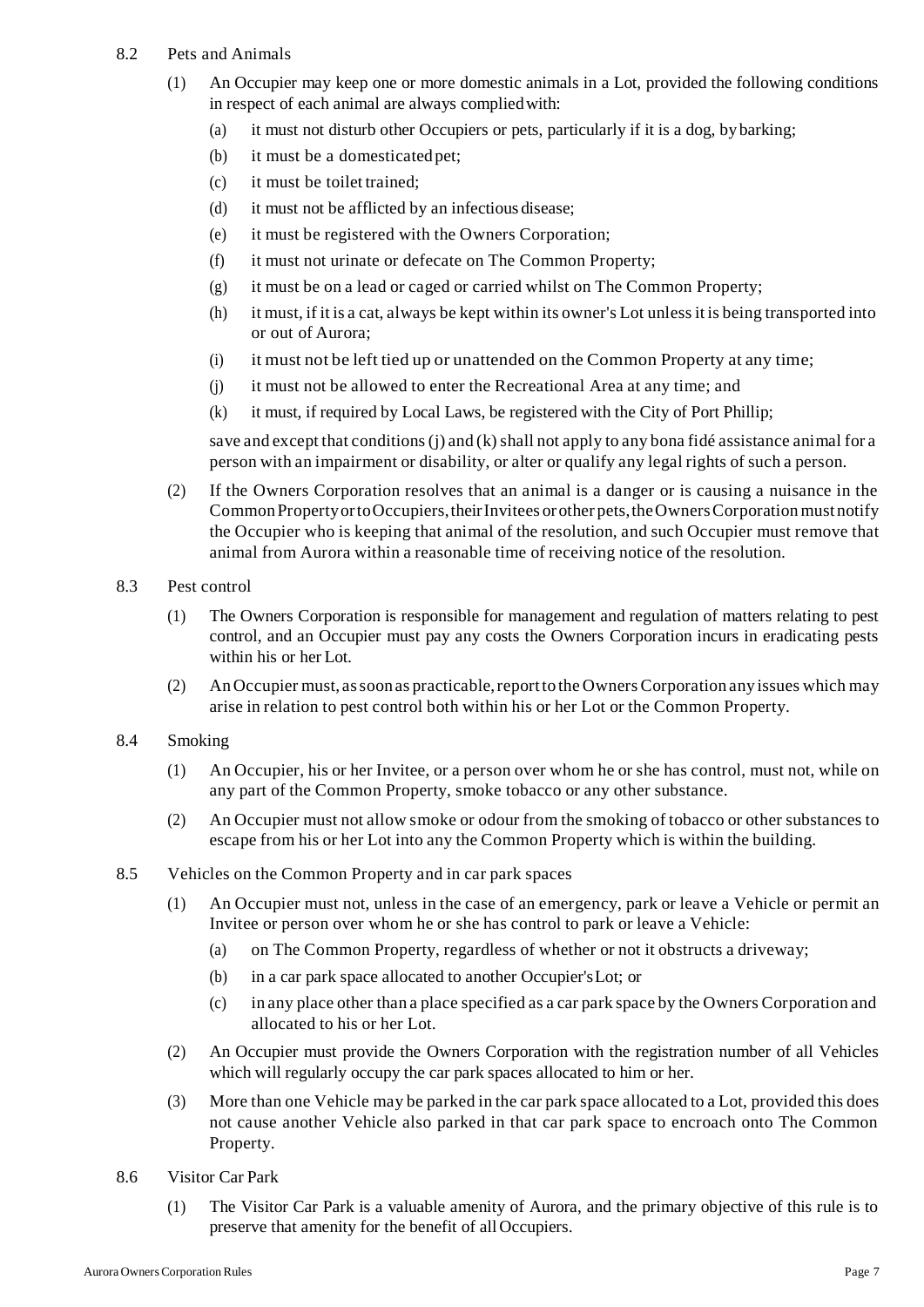8.2 Pets and Animals

(1) An Occupier may keep one or more domestic animals in a Lot, provided the following conditions in respect of each animal are always complied with:

(a) it must not disturb other Occupiers or pets, particularly if it is a dog, by barking;

(b) it must be a domesticated pet;

(c) it must be toilet trained;

(d) it must not be afflicted by an infectious disease;

(e) it must be registered with the Owners Corporation;

(f) it must not urinate or defecate on The Common Property;

(g) it must be on a lead or caged or carried whilst on The Common Property;

(h) it must, if it is a cat, always be kept within its owner's Lot unless it is being transported into or out of Aurora;

(i) it must not be left tied up or unattended on the Common Property at any time;

(j) it must not be allowed to enter the Recreational Area at any time; and

(k) it must, if required by Local Laws, be registered with the City of Port Phillip;

save and except that conditions (j) and (k) shall not apply to any bona fidé assistance animal for a person with an impairment or disability, or alter or qualify any legal rights of such a person.

(2) If the Owners Corporation resolves that an animal is a danger or is causing a nuisance in the Common Property or to Occupiers, their Invitees or other pets, the Owners Corporation must notify the Occupier who is keeping that animal of the resolution, and such Occupier must remove that animal from Aurora within a reasonable time of receiving notice of the resolution.

8.3 Pest control

(1) The Owners Corporation is responsible for management and regulation of matters relating to pest control, and an Occupier must pay any costs the Owners Corporation incurs in eradicating pests within his or her Lot.

(2) An Occupier must, as soon as practicable, report to the Owners Corporation any issues which may arise in relation to pest control both within his or her Lot or the Common Property.

8.4 Smoking

(1) An Occupier, his or her Invitee, or a person over whom he or she has control, must not, while on any part of the Common Property, smoke tobacco or any other substance.

(2) An Occupier must not allow smoke or odour from the smoking of tobacco or other substances to escape from his or her Lot into any the Common Property which is within the building.

8.5 Vehicles on the Common Property and in car park spaces

(1) An Occupier must not, unless in the case of an emergency, park or leave a Vehicle or permit an Invitee or person over whom he or she has control to park or leave a Vehicle:

(a) on The Common Property, regardless of whether or not it obstructs a driveway;

(b) in a car park space allocated to another Occupier's Lot; or

(c) in any place other than a place specified as a car park space by the Owners Corporation and allocated to his or her Lot.

(2) An Occupier must provide the Owners Corporation with the registration number of all Vehicles which will regularly occupy the car park spaces allocated to him or her.

(3) More than one Vehicle may be parked in the car park space allocated to a Lot, provided this does not cause another Vehicle also parked in that car park space to encroach onto The Common Property.

8.6 Visitor Car Park

(1) The Visitor Car Park is a valuable amenity of Aurora, and the primary objective of this rule is to preserve that amenity for the benefit of all Occupiers.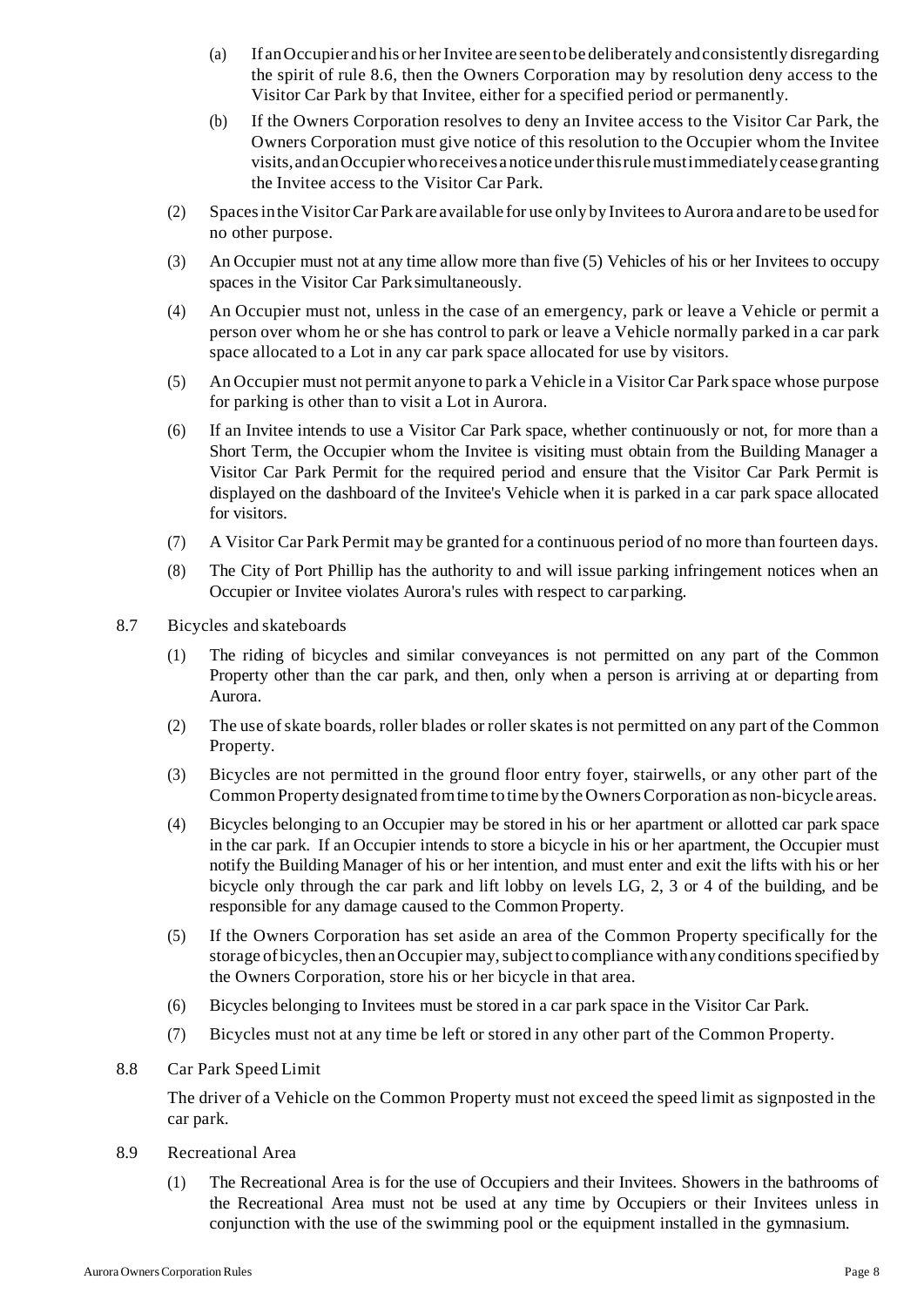(a) If an Occupier and his or her Invitee are seen to be deliberately and consistently disregarding the spirit of rule 8.6, then the Owners Corporation may by resolution deny access to the Visitor Car Park by that Invitee, either for a specified period or permanently.

(b) If the Owners Corporation resolves to deny an Invitee access to the Visitor Car Park, the Owners Corporation must give notice of this resolution to the Occupier whom the Invitee visits, and an Occupier who receives a notice under this rule must immediately cease granting the Invitee access to the Visitor Car Park.

(2) Spaces in the Visitor Car Park are available for use only by Invitees to Aurora and are to be used for no other purpose.

(3) An Occupier must not at any time allow more than five (5) Vehicles of his or her Invitees to occupy spaces in the Visitor Car Park simultaneously.

(4) An Occupier must not, unless in the case of an emergency, park or leave a Vehicle or permit a person over whom he or she has control to park or leave a Vehicle normally parked in a car park space allocated to a Lot in any car park space allocated for use by visitors.

(5) An Occupier must not permit anyone to park a Vehicle in a Visitor Car Park space whose purpose for parking is other than to visit a Lot in Aurora.

(6) If an Invitee intends to use a Visitor Car Park space, whether continuously or not, for more than a Short Term, the Occupier whom the Invitee is visiting must obtain from the Building Manager a Visitor Car Park Permit for the required period and ensure that the Visitor Car Park Permit is displayed on the dashboard of the Invitee's Vehicle when it is parked in a car park space allocated for visitors.

(7) A Visitor Car Park Permit may be granted for a continuous period of no more than fourteen days.

(8) The City of Port Phillip has the authority to and will issue parking infringement notices when an Occupier or Invitee violates Aurora's rules with respect to car parking.

8.7 Bicycles and skateboards

(1) The riding of bicycles and similar conveyances is not permitted on any part of the Common Property other than the car park, and then, only when a person is arriving at or departing from Aurora.

(2) The use of skate boards, roller blades or roller skates is not permitted on any part of the Common Property.

(3) Bicycles are not permitted in the ground floor entry foyer, stairwells, or any other part of the Common Property designated from time to time by the Owners Corporation as non-bicycle areas.

(4) Bicycles belonging to an Occupier may be stored in his or her apartment or allotted car park space in the car park. If an Occupier intends to store a bicycle in his or her apartment, the Occupier must notify the Building Manager of his or her intention, and must enter and exit the lifts with his or her bicycle only through the car park and lift lobby on levels LG, 2, 3 or 4 of the building, and be responsible for any damage caused to the Common Property.

(5) If the Owners Corporation has set aside an area of the Common Property specifically for the storage of bicycles, then an Occupier may, subject to compliance with any conditions specified by the Owners Corporation, store his or her bicycle in that area.

(6) Bicycles belonging to Invitees must be stored in a car park space in the Visitor Car Park.

(7) Bicycles must not at any time be left or stored in any other part of the Common Property.

8.8 Car Park Speed Limit

The driver of a Vehicle on the Common Property must not exceed the speed limit as signposted in the car park.

8.9 Recreational Area

(1) The Recreational Area is for the use of Occupiers and their Invitees. Showers in the bathrooms of the Recreational Area must not be used at any time by Occupiers or their Invitees unless in conjunction with the use of the swimming pool or the equipment installed in the gymnasium.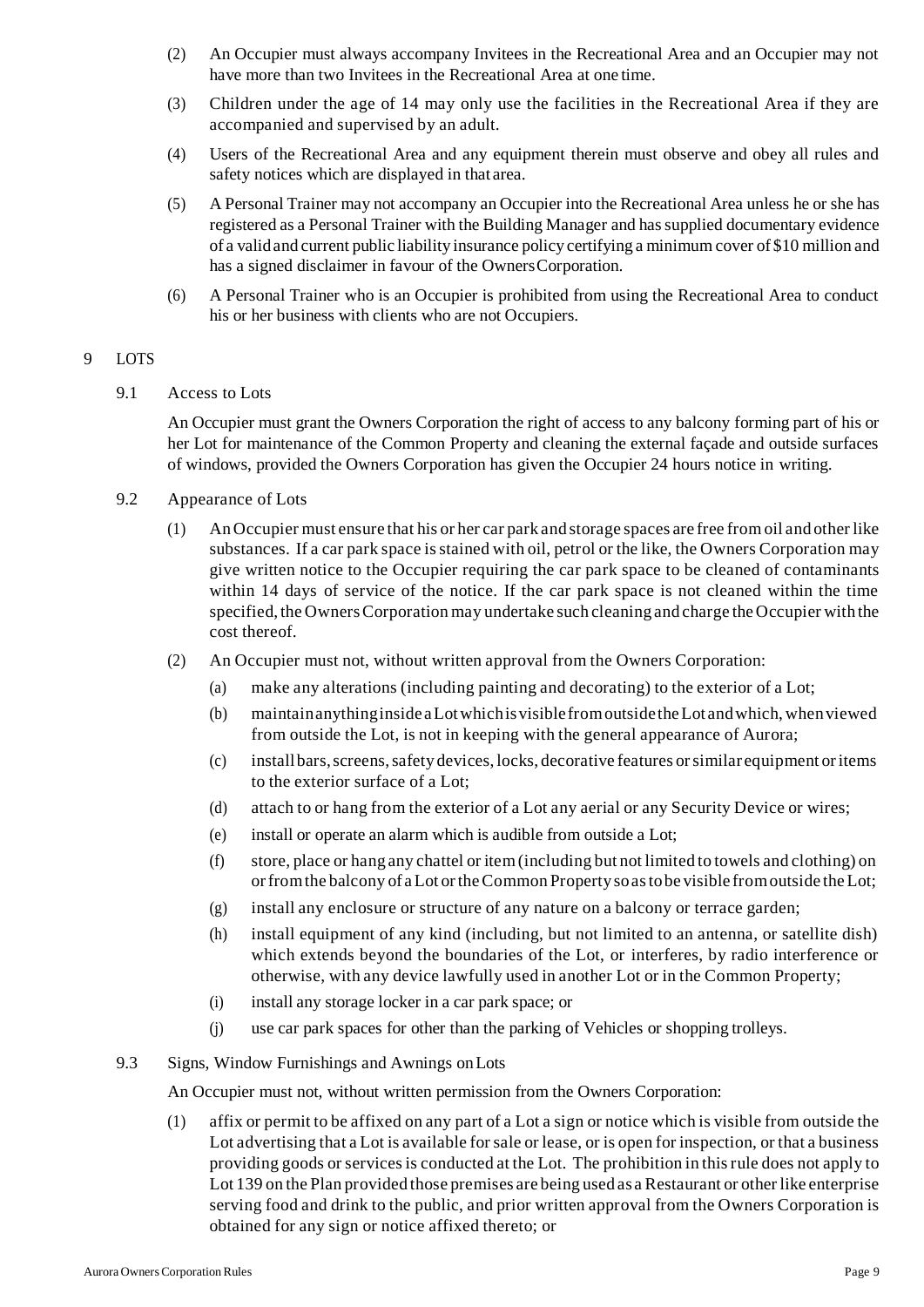(2) An Occupier must always accompany Invitees in the Recreational Area and an Occupier may not have more than two Invitees in the Recreational Area at one time.

(3) Children under the age of 14 may only use the facilities in the Recreational Area if they are accompanied and supervised by an adult.

(4) Users of the Recreational Area and any equipment therein must observe and obey all rules and safety notices which are displayed in that area.

(5) A Personal Trainer may not accompany an Occupier into the Recreational Area unless he or she has registered as a Personal Trainer with the Building Manager and has supplied documentary evidence of a valid and current public liability insurance policy certifying a minimum cover of $10 million and has a signed disclaimer in favour of the Owners Corporation.

(6) A Personal Trainer who is an Occupier is prohibited from using the Recreational Area to conduct his or her business with clients who are not Occupiers.

## 9 LOTS

### 9.1 Access to Lots

An Occupier must grant the Owners Corporation the right of access to any balcony forming part of his or her Lot for maintenance of the Common Property and cleaning the external façade and outside surfaces of windows, provided the Owners Corporation has given the Occupier 24 hours notice in writing.

### 9.2 Appearance of Lots

(1) An Occupier must ensure that his or her car park and storage spaces are free from oil and other like substances. If a car park space is stained with oil, petrol or the like, the Owners Corporation may give written notice to the Occupier requiring the car park space to be cleaned of contaminants within 14 days of service of the notice. If the car park space is not cleaned within the time specified, the Owners Corporation may undertake such cleaning and charge the Occupier with the cost thereof.

(2) An Occupier must not, without written approval from the Owners Corporation:

- (a) make any alterations (including painting and decorating) to the exterior of a Lot;
- (b) maintain anything inside a Lot which is visible from outside the Lot and which, when viewed from outside the Lot, is not in keeping with the general appearance of Aurora;
- (c) install bars, screens, safety devices, locks, decorative features or similar equipment or items to the exterior surface of a Lot;
- (d) attach to or hang from the exterior of a Lot any aerial or any Security Device or wires;
- (e) install or operate an alarm which is audible from outside a Lot;
- (f) store, place or hang any chattel or item (including but not limited to towels and clothing) on or from the balcony of a Lot or the Common Property so as to be visible from outside the Lot;
- (g) install any enclosure or structure of any nature on a balcony or terrace garden;
- (h) install equipment of any kind (including, but not limited to an antenna, or satellite dish) which extends beyond the boundaries of the Lot, or interferes, by radio interference or otherwise, with any device lawfully used in another Lot or in the Common Property;
- (i) install any storage locker in a car park space; or
- (j) use car park spaces for other than the parking of Vehicles or shopping trolleys.

### 9.3 Signs, Window Furnishings and Awnings on Lots

An Occupier must not, without written permission from the Owners Corporation:

(1) affix or permit to be affixed on any part of a Lot a sign or notice which is visible from outside the Lot advertising that a Lot is available for sale or lease, or is open for inspection, or that a business providing goods or services is conducted at the Lot. The prohibition in this rule does not apply to Lot 139 on the Plan provided those premises are being used as a Restaurant or other like enterprise serving food and drink to the public, and prior written approval from the Owners Corporation is obtained for any sign or notice affixed thereto; or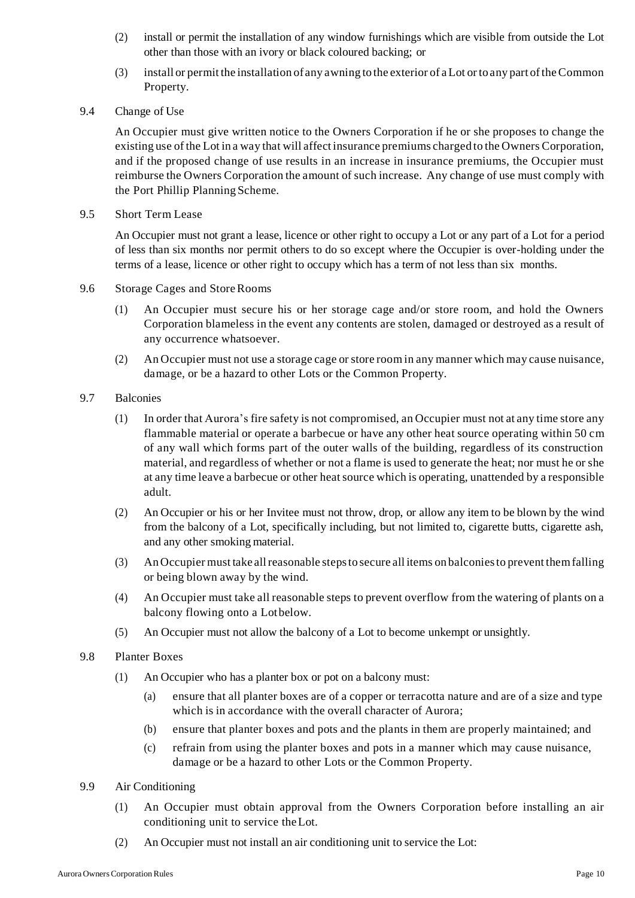(2) install or permit the installation of any window furnishings which are visible from outside the Lot other than those with an ivory or black coloured backing; or

(3) install or permit the installation of any awning to the exterior of a Lot or to any part of the Common Property.

9.4 Change of Use

An Occupier must give written notice to the Owners Corporation if he or she proposes to change the existing use of the Lot in a way that will affect insurance premiums charged to the Owners Corporation, and if the proposed change of use results in an increase in insurance premiums, the Occupier must reimburse the Owners Corporation the amount of such increase. Any change of use must comply with the Port Phillip Planning Scheme.

9.5 Short Term Lease

An Occupier must not grant a lease, licence or other right to occupy a Lot or any part of a Lot for a period of less than six months nor permit others to do so except where the Occupier is over-holding under the terms of a lease, licence or other right to occupy which has a term of not less than six months.

9.6 Storage Cages and Store Rooms

(1) An Occupier must secure his or her storage cage and/or store room, and hold the Owners Corporation blameless in the event any contents are stolen, damaged or destroyed as a result of any occurrence whatsoever.

(2) An Occupier must not use a storage cage or store room in any manner which may cause nuisance, damage, or be a hazard to other Lots or the Common Property.

9.7 Balconies

(1) In order that Aurora's fire safety is not compromised, an Occupier must not at any time store any flammable material or operate a barbecue or have any other heat source operating within 50 cm of any wall which forms part of the outer walls of the building, regardless of its construction material, and regardless of whether or not a flame is used to generate the heat; nor must he or she at any time leave a barbecue or other heat source which is operating, unattended by a responsible adult.

(2) An Occupier or his or her Invitee must not throw, drop, or allow any item to be blown by the wind from the balcony of a Lot, specifically including, but not limited to, cigarette butts, cigarette ash, and any other smoking material.

(3) An Occupier must take all reasonable steps to secure all items on balconies to prevent them falling or being blown away by the wind.

(4) An Occupier must take all reasonable steps to prevent overflow from the watering of plants on a balcony flowing onto a Lot below.

(5) An Occupier must not allow the balcony of a Lot to become unkempt or unsightly.

9.8 Planter Boxes

(1) An Occupier who has a planter box or pot on a balcony must:

(a) ensure that all planter boxes are of a copper or terracotta nature and are of a size and type which is in accordance with the overall character of Aurora;

(b) ensure that planter boxes and pots and the plants in them are properly maintained; and

(c) refrain from using the planter boxes and pots in a manner which may cause nuisance, damage or be a hazard to other Lots or the Common Property.

9.9 Air Conditioning

(1) An Occupier must obtain approval from the Owners Corporation before installing an air conditioning unit to service the Lot.

(2) An Occupier must not install an air conditioning unit to service the Lot: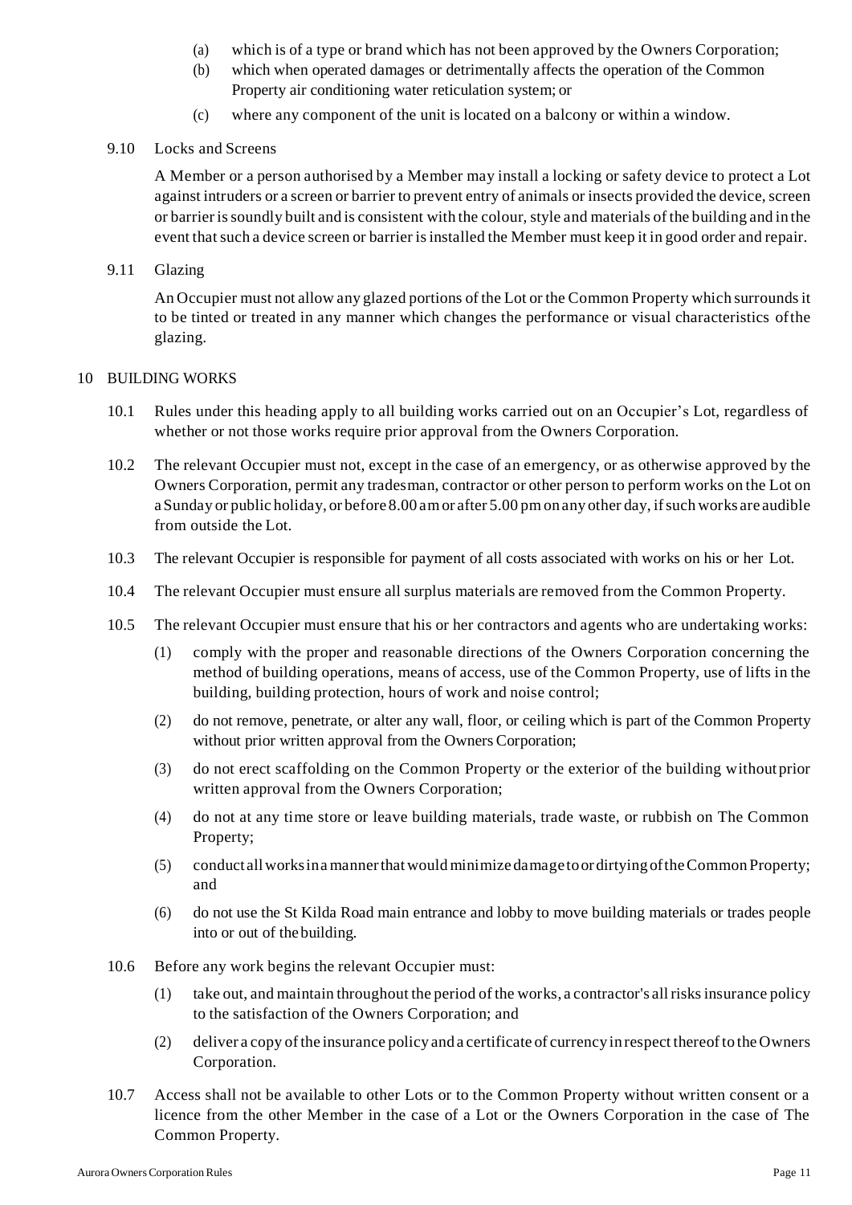(a) which is of a type or brand which has not been approved by the Owners Corporation;

(b) which when operated damages or detrimentally affects the operation of the Common Property air conditioning water reticulation system; or

(c) where any component of the unit is located on a balcony or within a window.

9.10 Locks and Screens

A Member or a person authorised by a Member may install a locking or safety device to protect a Lot against intruders or a screen or barrier to prevent entry of animals or insects provided the device, screen or barrier is soundly built and is consistent with the colour, style and materials of the building and in the event that such a device screen or barrier is installed the Member must keep it in good order and repair.

9.11 Glazing

An Occupier must not allow any glazed portions of the Lot or the Common Property which surrounds it to be tinted or treated in any manner which changes the performance or visual characteristics of the glazing.

## 10 BUILDING WORKS

10.1 Rules under this heading apply to all building works carried out on an Occupier's Lot, regardless of whether or not those works require prior approval from the Owners Corporation.

10.2 The relevant Occupier must not, except in the case of an emergency, or as otherwise approved by the Owners Corporation, permit any tradesman, contractor or other person to perform works on the Lot on a Sunday or public holiday, or before 8.00 am or after 5.00 pm on any other day, if such works are audible from outside the Lot.

10.3 The relevant Occupier is responsible for payment of all costs associated with works on his or her Lot.

10.4 The relevant Occupier must ensure all surplus materials are removed from the Common Property.

10.5 The relevant Occupier must ensure that his or her contractors and agents who are undertaking works:

(1) comply with the proper and reasonable directions of the Owners Corporation concerning the method of building operations, means of access, use of the Common Property, use of lifts in the building, building protection, hours of work and noise control;

(2) do not remove, penetrate, or alter any wall, floor, or ceiling which is part of the Common Property without prior written approval from the Owners Corporation;

(3) do not erect scaffolding on the Common Property or the exterior of the building without prior written approval from the Owners Corporation;

(4) do not at any time store or leave building materials, trade waste, or rubbish on The Common Property;

(5) conduct all works in a manner that would minimize damage to or dirtying of the Common Property; and

(6) do not use the St Kilda Road main entrance and lobby to move building materials or trades people into or out of the building.

10.6 Before any work begins the relevant Occupier must:

(1) take out, and maintain throughout the period of the works, a contractor's all risks insurance policy to the satisfaction of the Owners Corporation; and

(2) deliver a copy of the insurance policy and a certificate of currency in respect thereof to the Owners Corporation.

10.7 Access shall not be available to other Lots or to the Common Property without written consent or a licence from the other Member in the case of a Lot or the Owners Corporation in the case of The Common Property.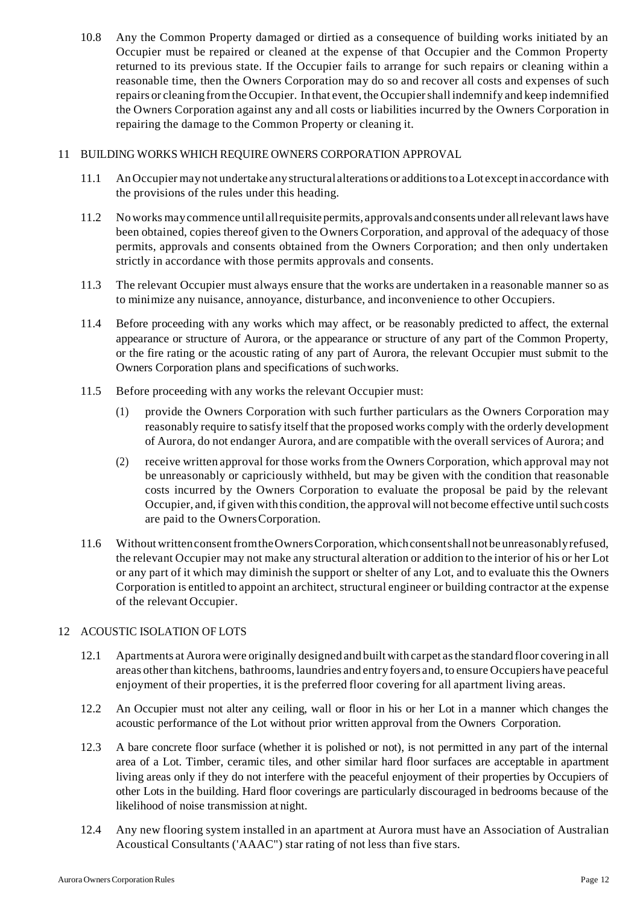10.8 Any the Common Property damaged or dirtied as a consequence of building works initiated by an Occupier must be repaired or cleaned at the expense of that Occupier and the Common Property returned to its previous state. If the Occupier fails to arrange for such repairs or cleaning within a reasonable time, then the Owners Corporation may do so and recover all costs and expenses of such repairs or cleaning from the Occupier. In that event, the Occupier shall indemnify and keep indemnified the Owners Corporation against any and all costs or liabilities incurred by the Owners Corporation in repairing the damage to the Common Property or cleaning it.

## 11 BUILDING WORKS WHICH REQUIRE OWNERS CORPORATION APPROVAL

11.1 An Occupier may not undertake any structural alterations or additions to a Lot except in accordance with the provisions of the rules under this heading.

11.2 No works may commence until all requisite permits, approvals and consents under all relevant laws have been obtained, copies thereof given to the Owners Corporation, and approval of the adequacy of those permits, approvals and consents obtained from the Owners Corporation; and then only undertaken strictly in accordance with those permits approvals and consents.

11.3 The relevant Occupier must always ensure that the works are undertaken in a reasonable manner so as to minimize any nuisance, annoyance, disturbance, and inconvenience to other Occupiers.

11.4 Before proceeding with any works which may affect, or be reasonably predicted to affect, the external appearance or structure of Aurora, or the appearance or structure of any part of the Common Property, or the fire rating or the acoustic rating of any part of Aurora, the relevant Occupier must submit to the Owners Corporation plans and specifications of such works.

11.5 Before proceeding with any works the relevant Occupier must:

(1) provide the Owners Corporation with such further particulars as the Owners Corporation may reasonably require to satisfy itself that the proposed works comply with the orderly development of Aurora, do not endanger Aurora, and are compatible with the overall services of Aurora; and

(2) receive written approval for those works from the Owners Corporation, which approval may not be unreasonably or capriciously withheld, but may be given with the condition that reasonable costs incurred by the Owners Corporation to evaluate the proposal be paid by the relevant Occupier, and, if given with this condition, the approval will not become effective until such costs are paid to the Owners Corporation.

11.6 Without written consent from the Owners Corporation, which consent shall not be unreasonably refused, the relevant Occupier may not make any structural alteration or addition to the interior of his or her Lot or any part of it which may diminish the support or shelter of any Lot, and to evaluate this the Owners Corporation is entitled to appoint an architect, structural engineer or building contractor at the expense of the relevant Occupier.

## 12 ACOUSTIC ISOLATION OF LOTS

12.1 Apartments at Aurora were originally designed and built with carpet as the standard floor covering in all areas other than kitchens, bathrooms, laundries and entry foyers and, to ensure Occupiers have peaceful enjoyment of their properties, it is the preferred floor covering for all apartment living areas.

12.2 An Occupier must not alter any ceiling, wall or floor in his or her Lot in a manner which changes the acoustic performance of the Lot without prior written approval from the Owners Corporation.

12.3 A bare concrete floor surface (whether it is polished or not), is not permitted in any part of the internal area of a Lot. Timber, ceramic tiles, and other similar hard floor surfaces are acceptable in apartment living areas only if they do not interfere with the peaceful enjoyment of their properties by Occupiers of other Lots in the building. Hard floor coverings are particularly discouraged in bedrooms because of the likelihood of noise transmission at night.

12.4 Any new flooring system installed in an apartment at Aurora must have an Association of Australian Acoustical Consultants ('AAAC") star rating of not less than five stars.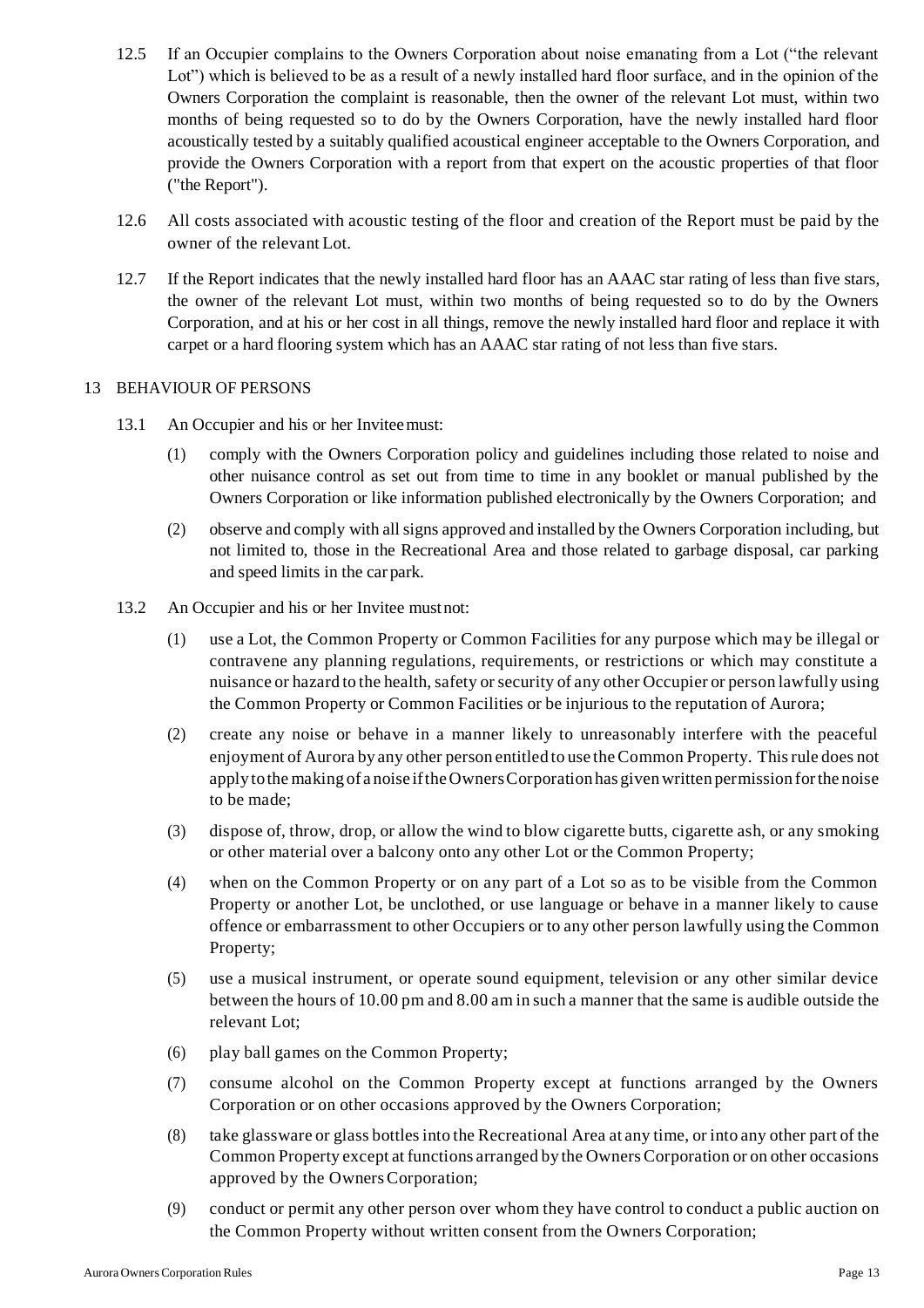12.5 If an Occupier complains to the Owners Corporation about noise emanating from a Lot ("the relevant Lot") which is believed to be as a result of a newly installed hard floor surface, and in the opinion of the Owners Corporation the complaint is reasonable, then the owner of the relevant Lot must, within two months of being requested so to do by the Owners Corporation, have the newly installed hard floor acoustically tested by a suitably qualified acoustical engineer acceptable to the Owners Corporation, and provide the Owners Corporation with a report from that expert on the acoustic properties of that floor ("the Report").

12.6 All costs associated with acoustic testing of the floor and creation of the Report must be paid by the owner of the relevant Lot.

12.7 If the Report indicates that the newly installed hard floor has an AAAC star rating of less than five stars, the owner of the relevant Lot must, within two months of being requested so to do by the Owners Corporation, and at his or her cost in all things, remove the newly installed hard floor and replace it with carpet or a hard flooring system which has an AAAC star rating of not less than five stars.

13 BEHAVIOUR OF PERSONS

13.1 An Occupier and his or her Invitee must:

(1) comply with the Owners Corporation policy and guidelines including those related to noise and other nuisance control as set out from time to time in any booklet or manual published by the Owners Corporation or like information published electronically by the Owners Corporation; and

(2) observe and comply with all signs approved and installed by the Owners Corporation including, but not limited to, those in the Recreational Area and those related to garbage disposal, car parking and speed limits in the car park.

13.2 An Occupier and his or her Invitee must not:

(1) use a Lot, the Common Property or Common Facilities for any purpose which may be illegal or contravene any planning regulations, requirements, or restrictions or which may constitute a nuisance or hazard to the health, safety or security of any other Occupier or person lawfully using the Common Property or Common Facilities or be injurious to the reputation of Aurora;

(2) create any noise or behave in a manner likely to unreasonably interfere with the peaceful enjoyment of Aurora by any other person entitled to use the Common Property. This rule does not apply to the making of a noise if the Owners Corporation has given written permission for the noise to be made;

(3) dispose of, throw, drop, or allow the wind to blow cigarette butts, cigarette ash, or any smoking or other material over a balcony onto any other Lot or the Common Property;

(4) when on the Common Property or on any part of a Lot so as to be visible from the Common Property or another Lot, be unclothed, or use language or behave in a manner likely to cause offence or embarrassment to other Occupiers or to any other person lawfully using the Common Property;

(5) use a musical instrument, or operate sound equipment, television or any other similar device between the hours of 10.00 pm and 8.00 am in such a manner that the same is audible outside the relevant Lot;

(6) play ball games on the Common Property;

(7) consume alcohol on the Common Property except at functions arranged by the Owners Corporation or on other occasions approved by the Owners Corporation;

(8) take glassware or glass bottles into the Recreational Area at any time, or into any other part of the Common Property except at functions arranged by the Owners Corporation or on other occasions approved by the Owners Corporation;

(9) conduct or permit any other person over whom they have control to conduct a public auction on the Common Property without written consent from the Owners Corporation;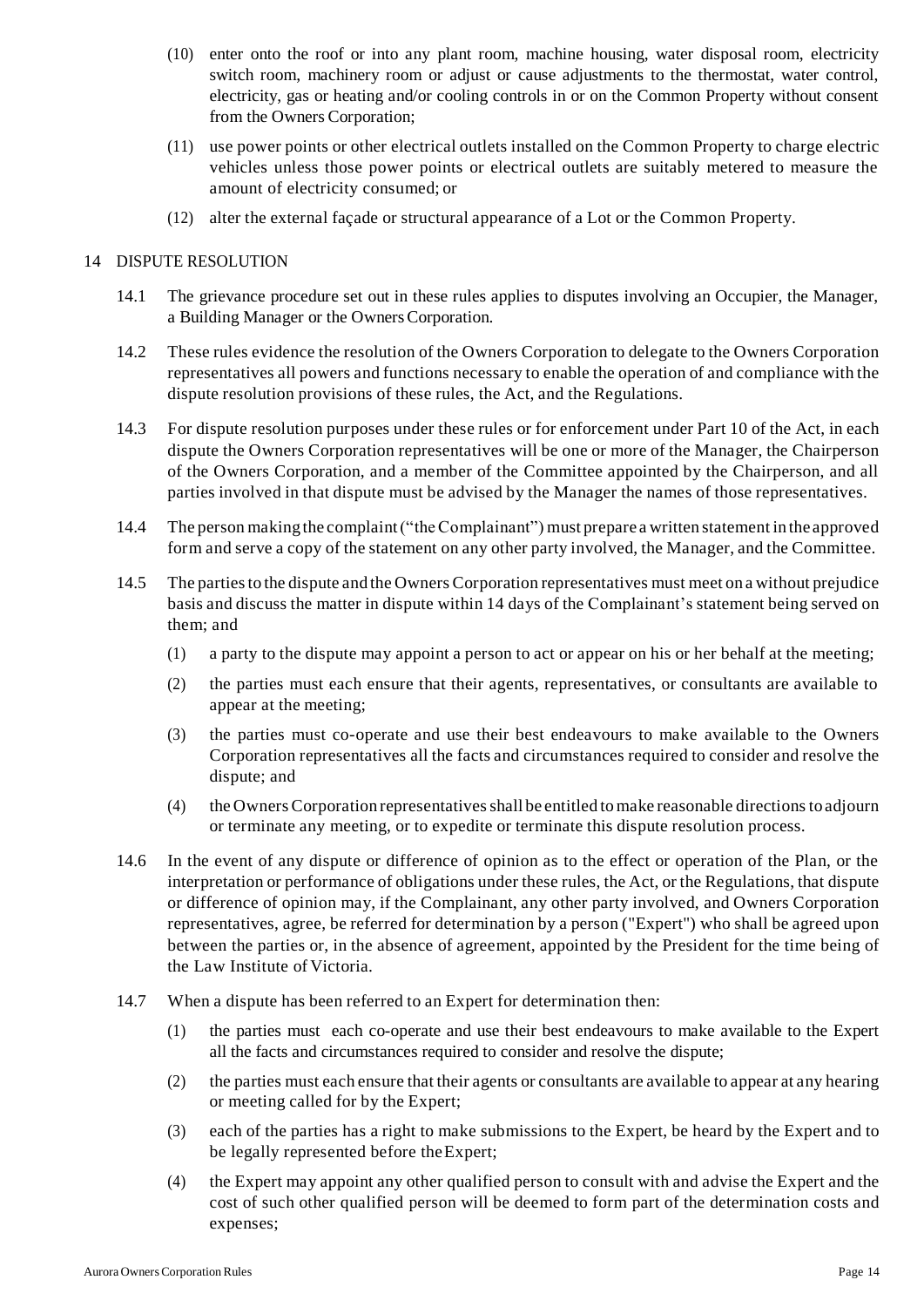(10) enter onto the roof or into any plant room, machine housing, water disposal room, electricity switch room, machinery room or adjust or cause adjustments to the thermostat, water control, electricity, gas or heating and/or cooling controls in or on the Common Property without consent from the Owners Corporation;

(11) use power points or other electrical outlets installed on the Common Property to charge electric vehicles unless those power points or electrical outlets are suitably metered to measure the amount of electricity consumed; or

(12) alter the external façade or structural appearance of a Lot or the Common Property.

## 14 DISPUTE RESOLUTION

14.1 The grievance procedure set out in these rules applies to disputes involving an Occupier, the Manager, a Building Manager or the Owners Corporation.

14.2 These rules evidence the resolution of the Owners Corporation to delegate to the Owners Corporation representatives all powers and functions necessary to enable the operation of and compliance with the dispute resolution provisions of these rules, the Act, and the Regulations.

14.3 For dispute resolution purposes under these rules or for enforcement under Part 10 of the Act, in each dispute the Owners Corporation representatives will be one or more of the Manager, the Chairperson of the Owners Corporation, and a member of the Committee appointed by the Chairperson, and all parties involved in that dispute must be advised by the Manager the names of those representatives.

14.4 The person making the complaint ("the Complainant") must prepare a written statement in the approved form and serve a copy of the statement on any other party involved, the Manager, and the Committee.

14.5 The parties to the dispute and the Owners Corporation representatives must meet on a without prejudice basis and discuss the matter in dispute within 14 days of the Complainant's statement being served on them; and

(1) a party to the dispute may appoint a person to act or appear on his or her behalf at the meeting;

(2) the parties must each ensure that their agents, representatives, or consultants are available to appear at the meeting;

(3) the parties must co-operate and use their best endeavours to make available to the Owners Corporation representatives all the facts and circumstances required to consider and resolve the dispute; and

(4) the Owners Corporation representatives shall be entitled to make reasonable directions to adjourn or terminate any meeting, or to expedite or terminate this dispute resolution process.

14.6 In the event of any dispute or difference of opinion as to the effect or operation of the Plan, or the interpretation or performance of obligations under these rules, the Act, or the Regulations, that dispute or difference of opinion may, if the Complainant, any other party involved, and Owners Corporation representatives, agree, be referred for determination by a person ("Expert") who shall be agreed upon between the parties or, in the absence of agreement, appointed by the President for the time being of the Law Institute of Victoria.

14.7 When a dispute has been referred to an Expert for determination then:

(1) the parties must each co-operate and use their best endeavours to make available to the Expert all the facts and circumstances required to consider and resolve the dispute;

(2) the parties must each ensure that their agents or consultants are available to appear at any hearing or meeting called for by the Expert;

(3) each of the parties has a right to make submissions to the Expert, be heard by the Expert and to be legally represented before the Expert;

(4) the Expert may appoint any other qualified person to consult with and advise the Expert and the cost of such other qualified person will be deemed to form part of the determination costs and expenses;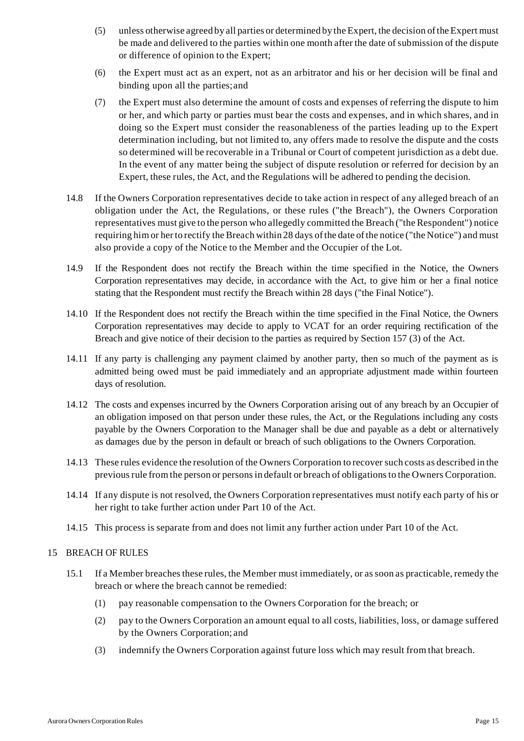(5) unless otherwise agreed by all parties or determined by the Expert, the decision of the Expert must be made and delivered to the parties within one month after the date of submission of the dispute or difference of opinion to the Expert;

(6) the Expert must act as an expert, not as an arbitrator and his or her decision will be final and binding upon all the parties; and

(7) the Expert must also determine the amount of costs and expenses of referring the dispute to him or her, and which party or parties must bear the costs and expenses, and in which shares, and in doing so the Expert must consider the reasonableness of the parties leading up to the Expert determination including, but not limited to, any offers made to resolve the dispute and the costs so determined will be recoverable in a Tribunal or Court of competent jurisdiction as a debt due. In the event of any matter being the subject of dispute resolution or referred for decision by an Expert, these rules, the Act, and the Regulations will be adhered to pending the decision.

14.8 If the Owners Corporation representatives decide to take action in respect of any alleged breach of an obligation under the Act, the Regulations, or these rules ("the Breach"), the Owners Corporation representatives must give to the person who allegedly committed the Breach ("the Respondent") notice requiring him or her to rectify the Breach within 28 days of the date of the notice ("the Notice") and must also provide a copy of the Notice to the Member and the Occupier of the Lot.

14.9 If the Respondent does not rectify the Breach within the time specified in the Notice, the Owners Corporation representatives may decide, in accordance with the Act, to give him or her a final notice stating that the Respondent must rectify the Breach within 28 days ("the Final Notice").

14.10 If the Respondent does not rectify the Breach within the time specified in the Final Notice, the Owners Corporation representatives may decide to apply to VCAT for an order requiring rectification of the Breach and give notice of their decision to the parties as required by Section 157 (3) of the Act.

14.11 If any party is challenging any payment claimed by another party, then so much of the payment as is admitted being owed must be paid immediately and an appropriate adjustment made within fourteen days of resolution.

14.12 The costs and expenses incurred by the Owners Corporation arising out of any breach by an Occupier of an obligation imposed on that person under these rules, the Act, or the Regulations including any costs payable by the Owners Corporation to the Manager shall be due and payable as a debt or alternatively as damages due by the person in default or breach of such obligations to the Owners Corporation.

14.13 These rules evidence the resolution of the Owners Corporation to recover such costs as described in the previous rule from the person or persons in default or breach of obligations to the Owners Corporation.

14.14 If any dispute is not resolved, the Owners Corporation representatives must notify each party of his or her right to take further action under Part 10 of the Act.

14.15 This process is separate from and does not limit any further action under Part 10 of the Act.

## 15 BREACH OF RULES

15.1 If a Member breaches these rules, the Member must immediately, or as soon as practicable, remedy the breach or where the breach cannot be remedied:

(1) pay reasonable compensation to the Owners Corporation for the breach; or

(2) pay to the Owners Corporation an amount equal to all costs, liabilities, loss, or damage suffered by the Owners Corporation; and

(3) indemnify the Owners Corporation against future loss which may result from that breach.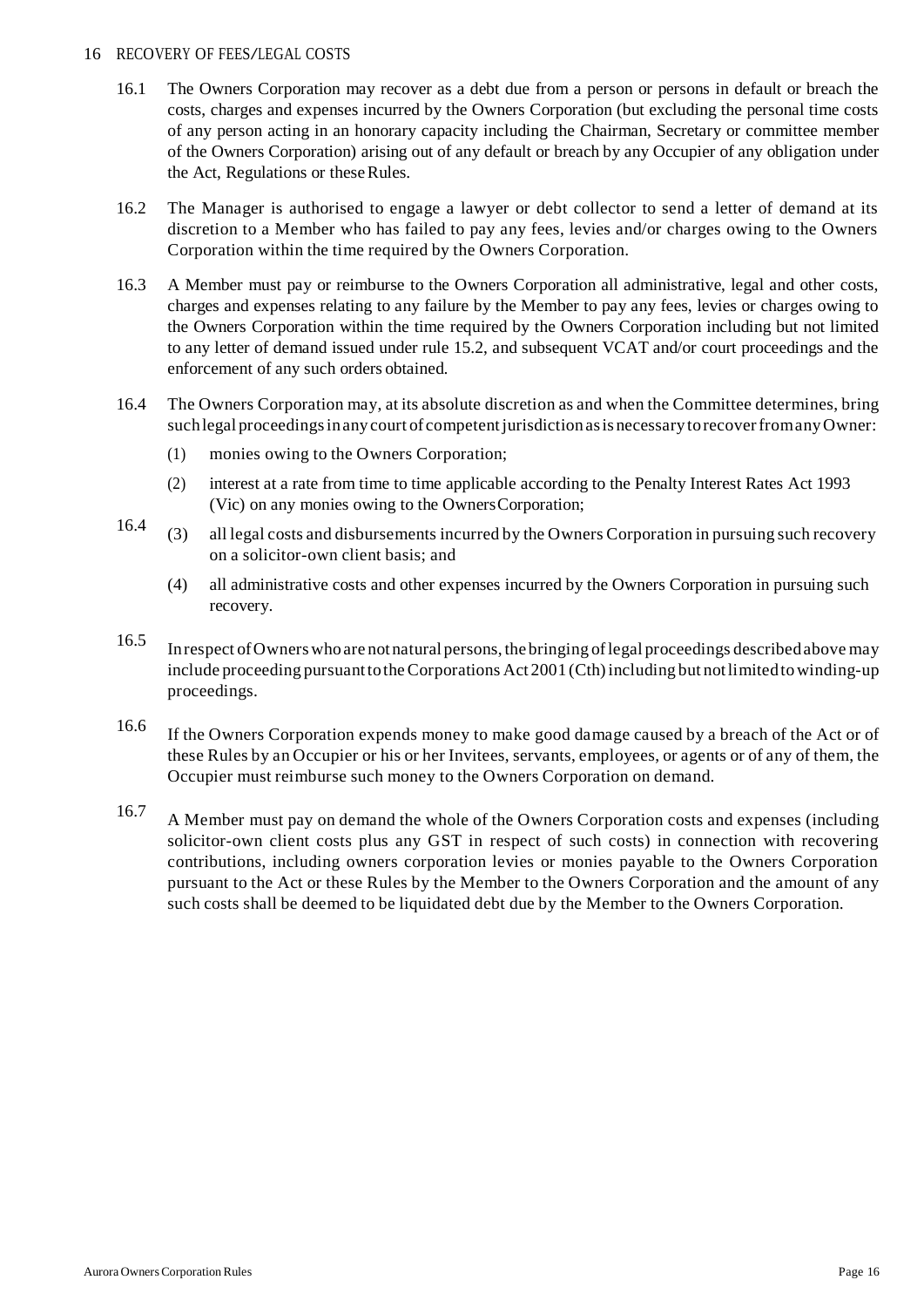## 16 RECOVERY OF FEES/LEGAL COSTS

16.1 The Owners Corporation may recover as a debt due from a person or persons in default or breach the costs, charges and expenses incurred by the Owners Corporation (but excluding the personal time costs of any person acting in an honorary capacity including the Chairman, Secretary or committee member of the Owners Corporation) arising out of any default or breach by any Occupier of any obligation under the Act, Regulations or these Rules.

16.2 The Manager is authorised to engage a lawyer or debt collector to send a letter of demand at its discretion to a Member who has failed to pay any fees, levies and/or charges owing to the Owners Corporation within the time required by the Owners Corporation.

16.3 A Member must pay or reimburse to the Owners Corporation all administrative, legal and other costs, charges and expenses relating to any failure by the Member to pay any fees, levies or charges owing to the Owners Corporation within the time required by the Owners Corporation including but not limited to any letter of demand issued under rule 15.2, and subsequent VCAT and/or court proceedings and the enforcement of any such orders obtained.

16.4 The Owners Corporation may, at its absolute discretion as and when the Committee determines, bring such legal proceedings in any court of competent jurisdiction as is necessary to recover from any Owner:

(1) monies owing to the Owners Corporation;

(2) interest at a rate from time to time applicable according to the Penalty Interest Rates Act 1993 (Vic) on any monies owing to the Owners Corporation;

(3) all legal costs and disbursements incurred by the Owners Corporation in pursuing such recovery on a solicitor-own client basis; and

(4) all administrative costs and other expenses incurred by the Owners Corporation in pursuing such recovery.

16.5 In respect of Owners who are not natural persons, the bringing of legal proceedings described above may include proceeding pursuant to the Corporations Act 2001 (Cth) including but not limited to winding-up proceedings.

16.6 If the Owners Corporation expends money to make good damage caused by a breach of the Act or of these Rules by an Occupier or his or her Invitees, servants, employees, or agents or of any of them, the Occupier must reimburse such money to the Owners Corporation on demand.

16.7 A Member must pay on demand the whole of the Owners Corporation costs and expenses (including solicitor-own client costs plus any GST in respect of such costs) in connection with recovering contributions, including owners corporation levies or monies payable to the Owners Corporation pursuant to the Act or these Rules by the Member to the Owners Corporation and the amount of any such costs shall be deemed to be liquidated debt due by the Member to the Owners Corporation.